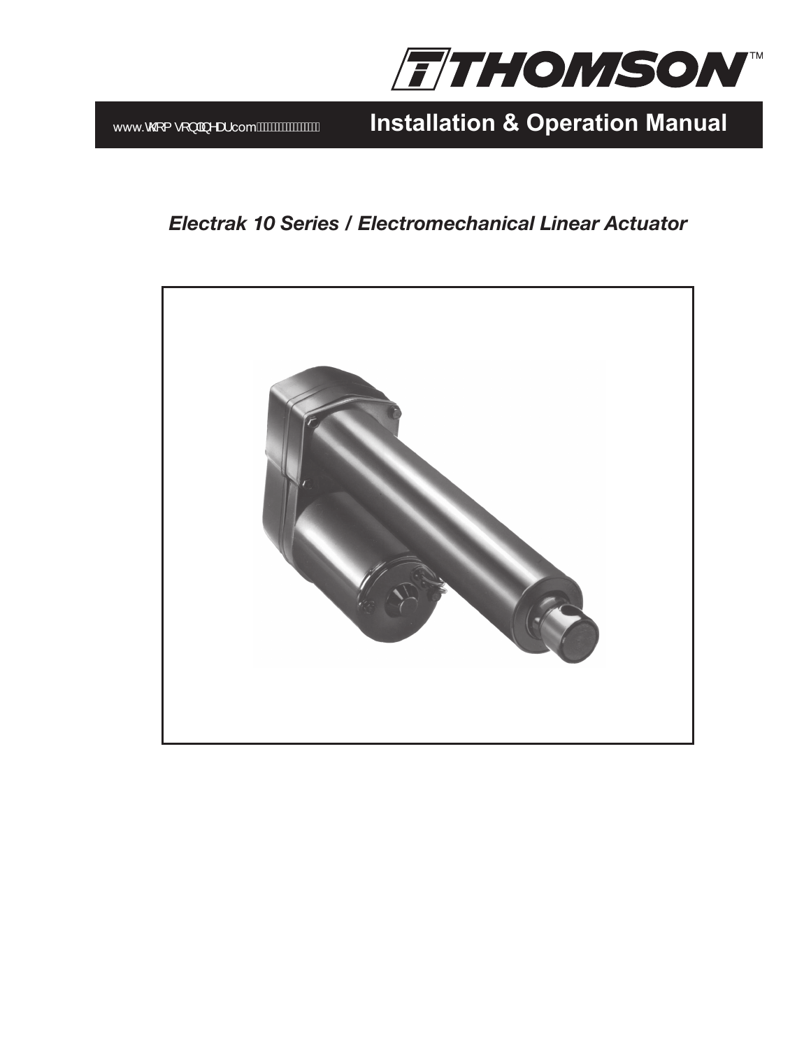THOMSON™

www.thomsonlinear.com

# Installation & Operation Manual

## *Electrak 10 Series / Electromechanical Linear Actuator*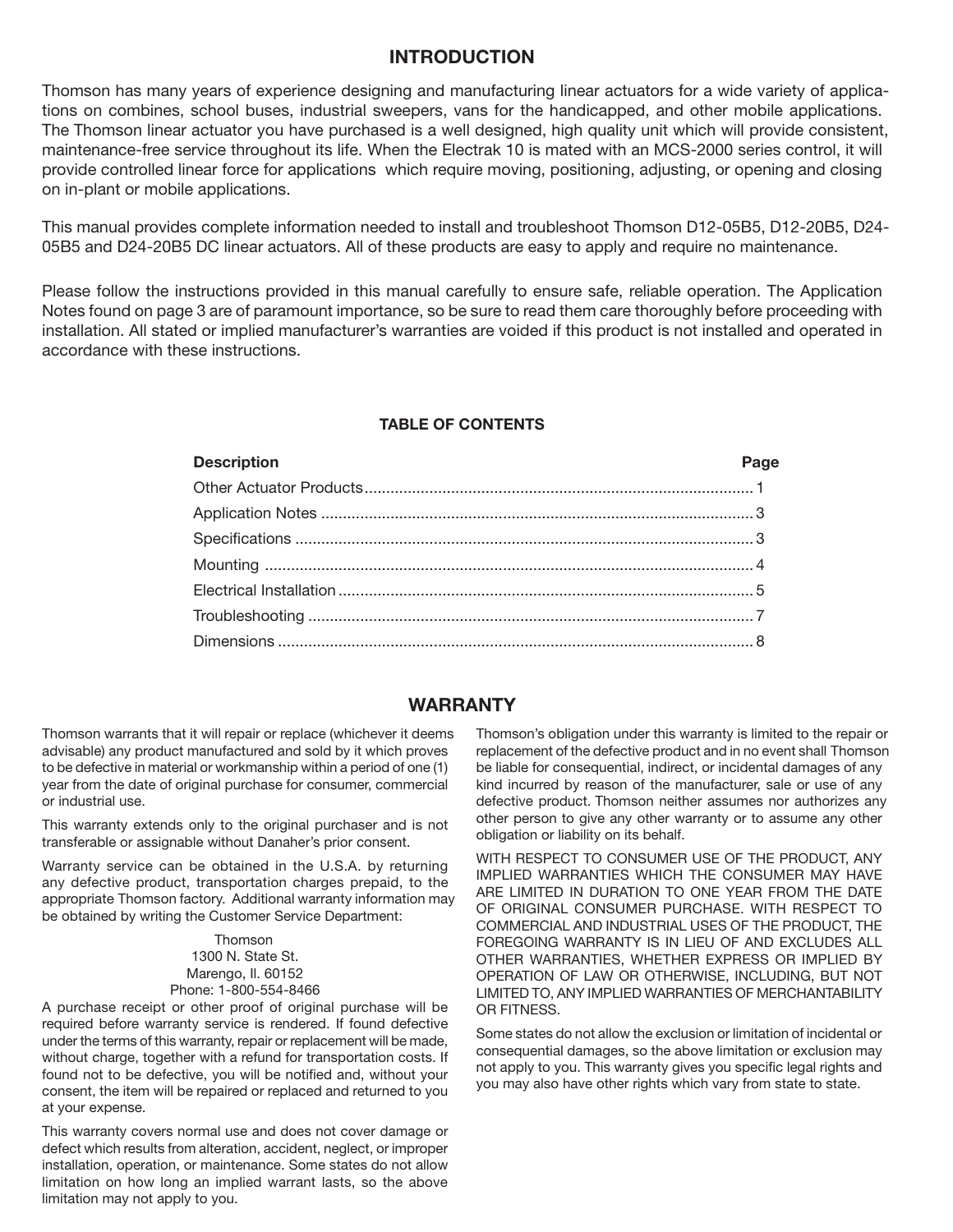## INTRODUCTION

Thomson has many years of experience designing and manufacturing linear actuators for a wide variety of applications on combines, school buses, industrial sweepers, vans for the handicapped, and other mobile applications. The Thomson linear actuator you have purchased is a well designed, high quality unit which will provide consistent, maintenance-free service throughout its life. When the Electrak 10 is mated with an MCS-2000 series control, it will provide controlled linear force for applications which require moving, positioning, adjusting, or opening and closing on in-plant or mobile applications.

This manual provides complete information needed to install and troubleshoot Thomson D12-05B5, D12-20B5, D24-05B5 and D24-20B5 DC linear actuators. All of these products are easy to apply and require no maintenance.

Please follow the instructions provided in this manual carefully to ensure safe, reliable operation. The Application Notes found on page 3 are of paramount importance, so be sure to read them care thoroughly before proceeding with installation. All stated or implied manufacturer's warranties are voided if this product is not installed and operated in accordance with these instructions.

### TABLE OF CONTENTS

| Description | Page |
|---|---|
| Other Actuator Products | 1 |
| Application Notes | 3 |
| Specifications | 3 |
| Mounting | 4 |
| Electrical Installation | 5 |
| Troubleshooting | 7 |
| Dimensions | 8 |

## WARRANTY

Thomson warrants that it will repair or replace (whichever it deems advisable) any product manufactured and sold by it which proves to be defective in material or workmanship within a period of one (1) year from the date of original purchase for consumer, commercial or industrial use.

This warranty extends only to the original purchaser and is not transferable or assignable without Danaher's prior consent.

Warranty service can be obtained in the U.S.A. by returning any defective product, transportation charges prepaid, to the appropriate Thomson factory. Additional warranty information may be obtained by writing the Customer Service Department:

Thomson
1300 N. State St.
Marengo, Il. 60152
Phone: 1-800-554-8466

A purchase receipt or other proof of original purchase will be required before warranty service is rendered. If found defective under the terms of this warranty, repair or replacement will be made, without charge, together with a refund for transportation costs. If found not to be defective, you will be notified and, without your consent, the item will be repaired or replaced and returned to you at your expense.

This warranty covers normal use and does not cover damage or defect which results from alteration, accident, neglect, or improper installation, operation, or maintenance. Some states do not allow limitation on how long an implied warrant lasts, so the above limitation may not apply to you.

Thomson's obligation under this warranty is limited to the repair or replacement of the defective product and in no event shall Thomson be liable for consequential, indirect, or incidental damages of any kind incurred by reason of the manufacturer, sale or use of any defective product. Thomson neither assumes nor authorizes any other person to give any other warranty or to assume any other obligation or liability on its behalf.

WITH RESPECT TO CONSUMER USE OF THE PRODUCT, ANY IMPLIED WARRANTIES WHICH THE CONSUMER MAY HAVE ARE LIMITED IN DURATION TO ONE YEAR FROM THE DATE OF ORIGINAL CONSUMER PURCHASE. WITH RESPECT TO COMMERCIAL AND INDUSTRIAL USES OF THE PRODUCT, THE FOREGOING WARRANTY IS IN LIEU OF AND EXCLUDES ALL OTHER WARRANTIES, WHETHER EXPRESS OR IMPLIED BY OPERATION OF LAW OR OTHERWISE, INCLUDING, BUT NOT LIMITED TO, ANY IMPLIED WARRANTIES OF MERCHANTABILITY OR FITNESS.

Some states do not allow the exclusion or limitation of incidental or consequential damages, so the above limitation or exclusion may not apply to you. This warranty gives you specific legal rights and you may also have other rights which vary from state to state.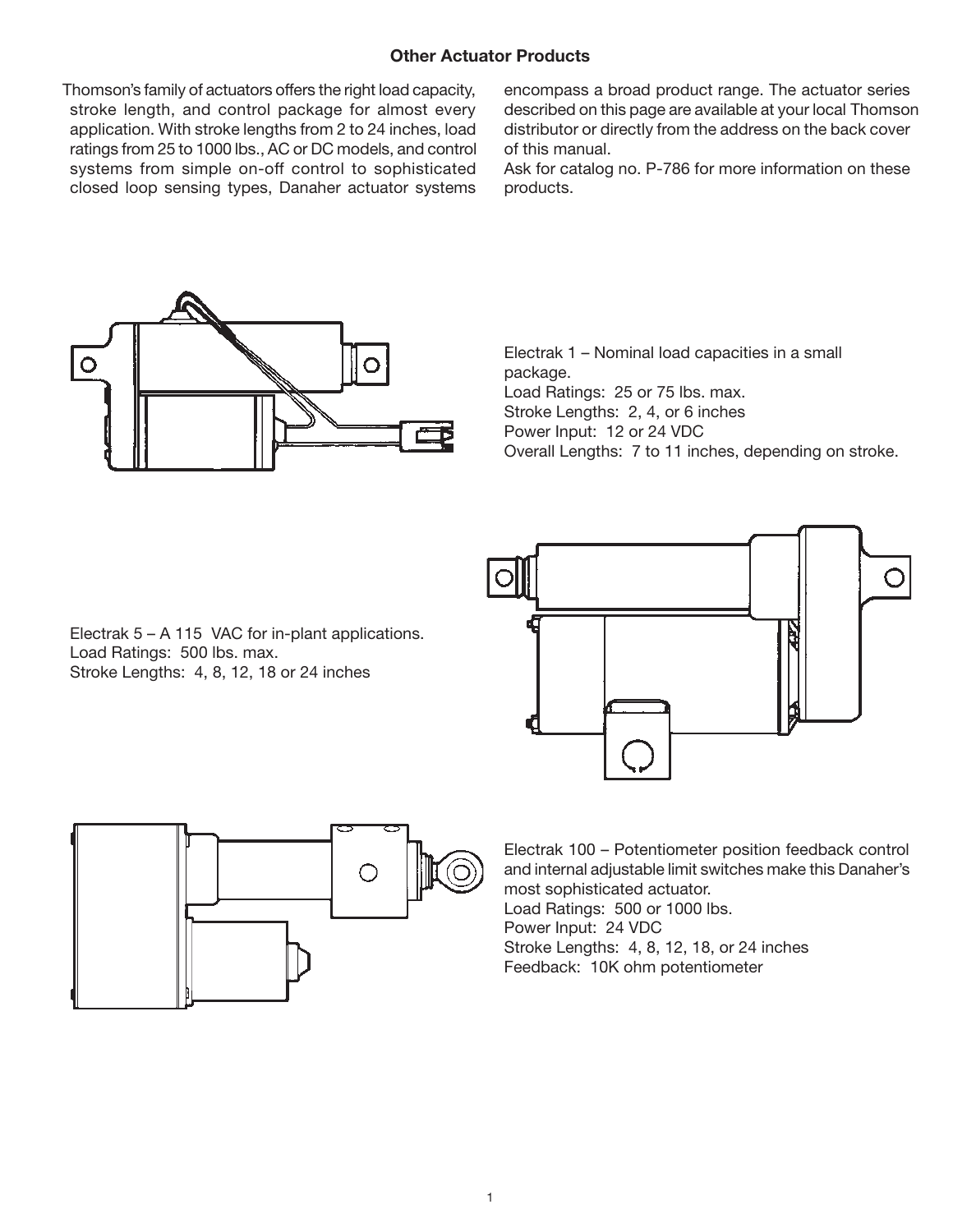## Other Actuator Products

Thomson's family of actuators offers the right load capacity, stroke length, and control package for almost every application. With stroke lengths from 2 to 24 inches, load ratings from 25 to 1000 lbs., AC or DC models, and control systems from simple on-off control to sophisticated closed loop sensing types, Danaher actuator systems encompass a broad product range. The actuator series described on this page are available at your local Thomson distributor or directly from the address on the back cover of this manual.

Ask for catalog no. P-786 for more information on these products.

Electrak 1 – Nominal load capacities in a small package.
Load Ratings: 25 or 75 lbs. max.
Stroke Lengths: 2, 4, or 6 inches
Power Input: 12 or 24 VDC
Overall Lengths: 7 to 11 inches, depending on stroke.

Electrak 5 – A 115 VAC for in-plant applications.
Load Ratings: 500 lbs. max.
Stroke Lengths: 4, 8, 12, 18 or 24 inches

Electrak 100 – Potentiometer position feedback control and internal adjustable limit switches make this Danaher's most sophisticated actuator.
Load Ratings: 500 or 1000 lbs.
Power Input: 24 VDC
Stroke Lengths: 4, 8, 12, 18, or 24 inches
Feedback: 10K ohm potentiometer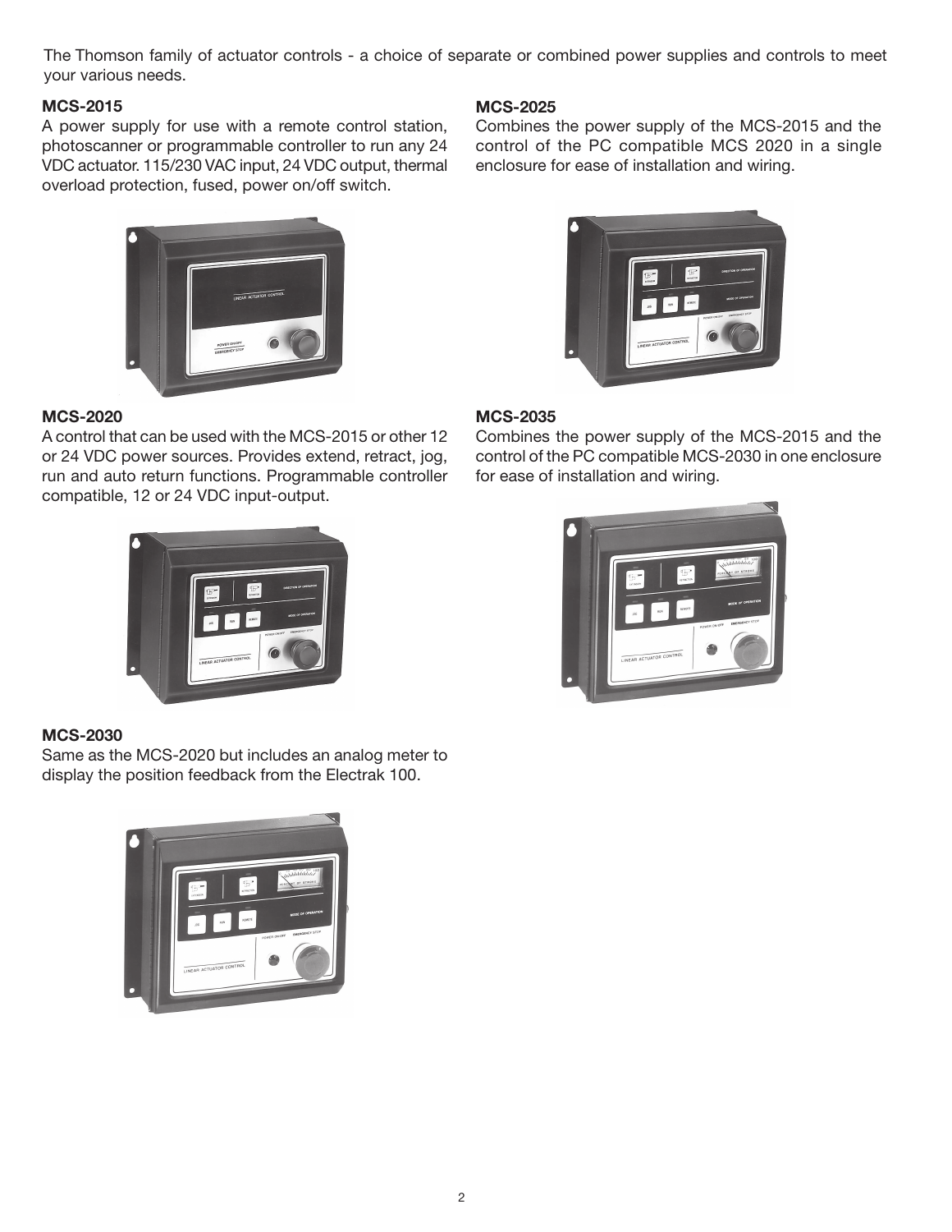The Thomson family of actuator controls - a choice of separate or combined power supplies and controls to meet your various needs.

### MCS-2015

A power supply for use with a remote control station, photoscanner or programmable controller to run any 24 VDC actuator. 115/230 VAC input, 24 VDC output, thermal overload protection, fused, power on/off switch.

### MCS-2020

A control that can be used with the MCS-2015 or other 12 or 24 VDC power sources. Provides extend, retract, jog, run and auto return functions. Programmable controller compatible, 12 or 24 VDC input-output.

### MCS-2030

Same as the MCS-2020 but includes an analog meter to display the position feedback from the Electrak 100.

### MCS-2025

Combines the power supply of the MCS-2015 and the control of the PC compatible MCS 2020 in a single enclosure for ease of installation and wiring.

### MCS-2035

Combines the power supply of the MCS-2015 and the control of the PC compatible MCS-2030 in one enclosure for ease of installation and wiring.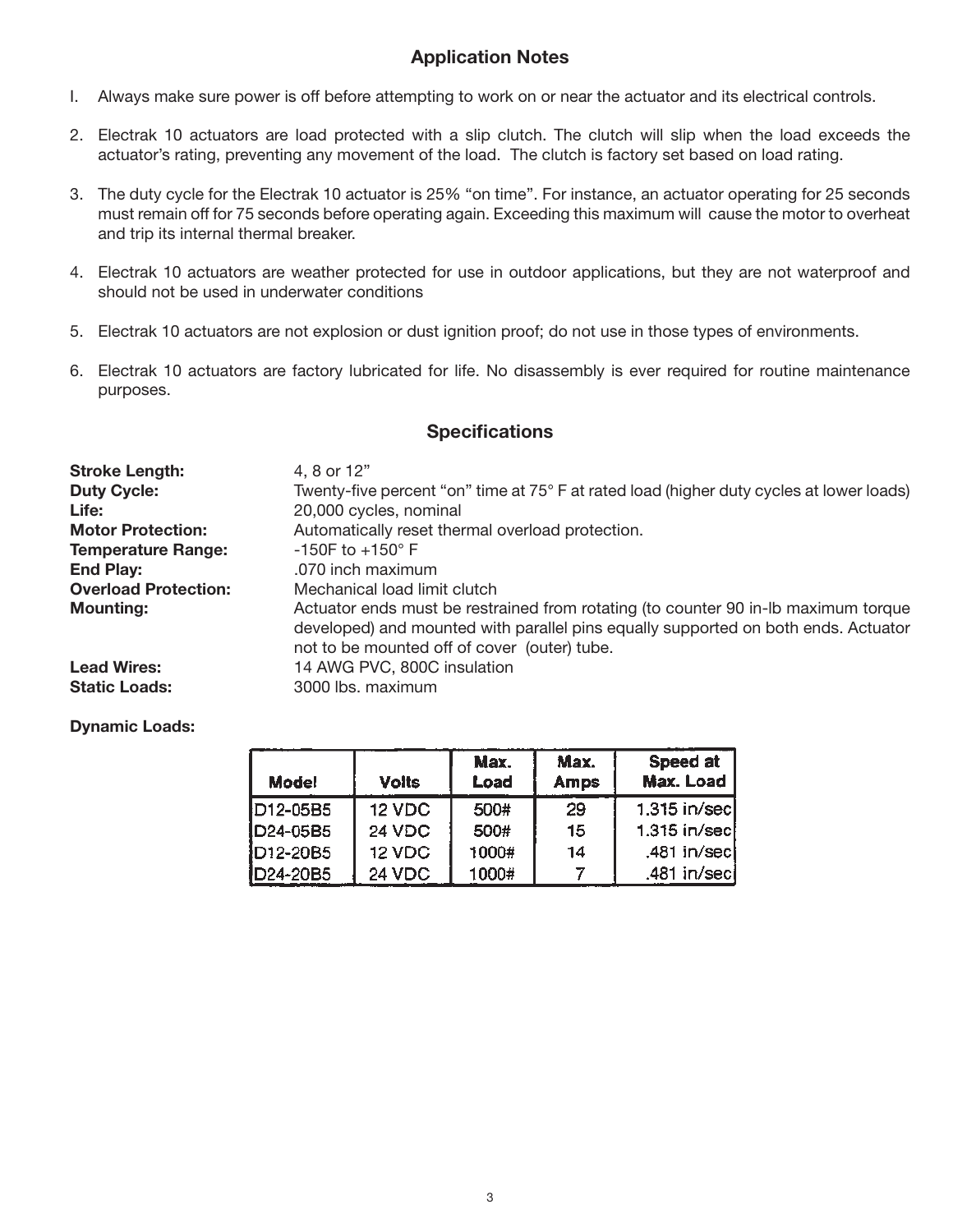## Application Notes

I. Always make sure power is off before attempting to work on or near the actuator and its electrical controls.

2. Electrak 10 actuators are load protected with a slip clutch. The clutch will slip when the load exceeds the actuator's rating, preventing any movement of the load. The clutch is factory set based on load rating.

3. The duty cycle for the Electrak 10 actuator is 25% "on time". For instance, an actuator operating for 25 seconds must remain off for 75 seconds before operating again. Exceeding this maximum will cause the motor to overheat and trip its internal thermal breaker.

4. Electrak 10 actuators are weather protected for use in outdoor applications, but they are not waterproof and should not be used in underwater conditions

5. Electrak 10 actuators are not explosion or dust ignition proof; do not use in those types of environments.

6. Electrak 10 actuators are factory lubricated for life. No disassembly is ever required for routine maintenance purposes.

## Specifications

**Stroke Length:** 4, 8 or 12"

**Duty Cycle:** Twenty-five percent "on" time at 75° F at rated load (higher duty cycles at lower loads)

**Life:** 20,000 cycles, nominal

**Motor Protection:** Automatically reset thermal overload protection.

**Temperature Range:** -150F to +150° F

**End Play:** .070 inch maximum

**Overload Protection:** Mechanical load limit clutch

**Mounting:** Actuator ends must be restrained from rotating (to counter 90 in-lb maximum torque developed) and mounted with parallel pins equally supported on both ends. Actuator not to be mounted off of cover (outer) tube.

**Lead Wires:** 14 AWG PVC, 800C insulation

**Static Loads:** 3000 lbs. maximum

**Dynamic Loads:**

| Model | Volts | Max. Load | Max. Amps | Speed at Max. Load |
|---|---|---|---|---|
| D12-05B5 | 12 VDC | 500# | 29 | 1.315 in/sec |
| D24-05B5 | 24 VDC | 500# | 15 | 1.315 in/sec |
| D12-20B5 | 12 VDC | 1000# | 14 | .481 in/sec |
| D24-20B5 | 24 VDC | 1000# | 7 | .481 in/sec |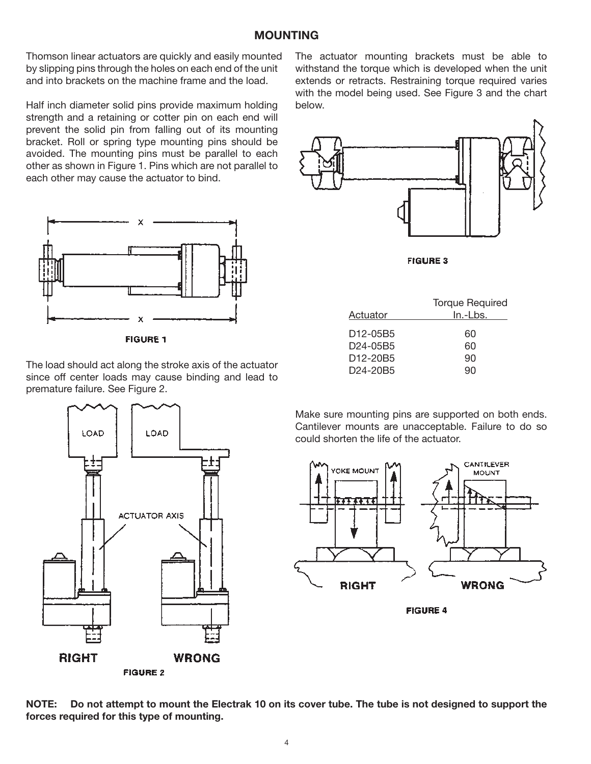## MOUNTING

Thomson linear actuators are quickly and easily mounted by slipping pins through the holes on each end of the unit and into brackets on the machine frame and the load.

Half inch diameter solid pins provide maximum holding strength and a retaining or cotter pin on each end will prevent the solid pin from falling out of its mounting bracket. Roll or spring type mounting pins should be avoided. The mounting pins must be parallel to each other as shown in Figure 1. Pins which are not parallel to each other may cause the actuator to bind.

FIGURE 1

The load should act along the stroke axis of the actuator since off center loads may cause binding and lead to premature failure. See Figure 2.

FIGURE 2

The actuator mounting brackets must be able to withstand the torque which is developed when the unit extends or retracts. Restraining torque required varies with the model being used. See Figure 3 and the chart below.

FIGURE 3

| Actuator | Torque Required In.-Lbs. |
|---|---|
| D12-05B5 | 60 |
| D24-05B5 | 60 |
| D12-20B5 | 90 |
| D24-20B5 | 90 |

Make sure mounting pins are supported on both ends. Cantilever mounts are unacceptable. Failure to do so could shorten the life of the actuator.

FIGURE 4

**NOTE: Do not attempt to mount the Electrak 10 on its cover tube. The tube is not designed to support the forces required for this type of mounting.**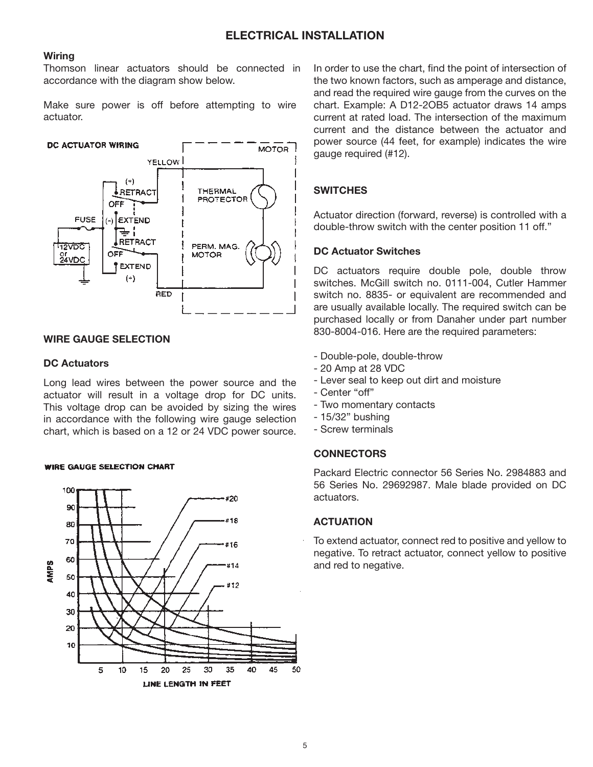# ELECTRICAL INSTALLATION

### Wiring

Thomson linear actuators should be connected in accordance with the diagram show below.

Make sure power is off before attempting to wire actuator.

DC ACTUATOR WIRING

### WIRE GAUGE SELECTION

### DC Actuators

Long lead wires between the power source and the actuator will result in a voltage drop for DC units. This voltage drop can be avoided by sizing the wires in accordance with the following wire gauge selection chart, which is based on a 12 or 24 VDC power source.

WIRE GAUGE SELECTION CHART

In order to use the chart, find the point of intersection of the two known factors, such as amperage and distance, and read the required wire gauge from the curves on the chart. Example: A D12-2OB5 actuator draws 14 amps current at rated load. The intersection of the maximum current and the distance between the actuator and power source (44 feet, for example) indicates the wire gauge required (#12).

### SWITCHES

Actuator direction (forward, reverse) is controlled with a double-throw switch with the center position 11 off."

### DC Actuator Switches

DC actuators require double pole, double throw switches. McGill switch no. 0111-004, Cutler Hammer switch no. 8835- or equivalent are recommended and are usually available locally. The required switch can be purchased locally or from Danaher under part number 830-8004-016. Here are the required parameters:

- Double-pole, double-throw
- 20 Amp at 28 VDC
- Lever seal to keep out dirt and moisture
- Center "off"
- Two momentary contacts
- 15/32" bushing
- Screw terminals

### CONNECTORS

Packard Electric connector 56 Series No. 2984883 and 56 Series No. 29692987. Male blade provided on DC actuators.

### ACTUATION

To extend actuator, connect red to positive and yellow to negative. To retract actuator, connect yellow to positive and red to negative.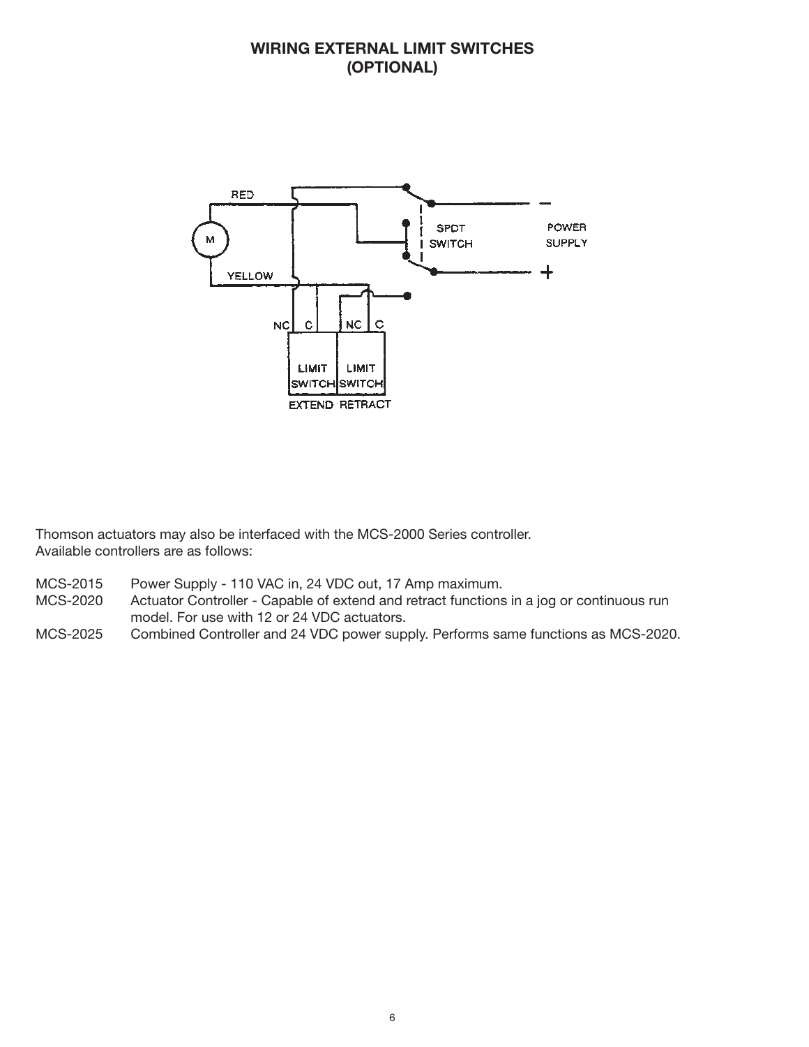## WIRING EXTERNAL LIMIT SWITCHES (OPTIONAL)

Thomson actuators may also be interfaced with the MCS-2000 Series controller.
Available controllers are as follows:

MCS-2015 Power Supply - 110 VAC in, 24 VDC out, 17 Amp maximum.

MCS-2020 Actuator Controller - Capable of extend and retract functions in a jog or continuous run model. For use with 12 or 24 VDC actuators.

MCS-2025 Combined Controller and 24 VDC power supply. Performs same functions as MCS-2020.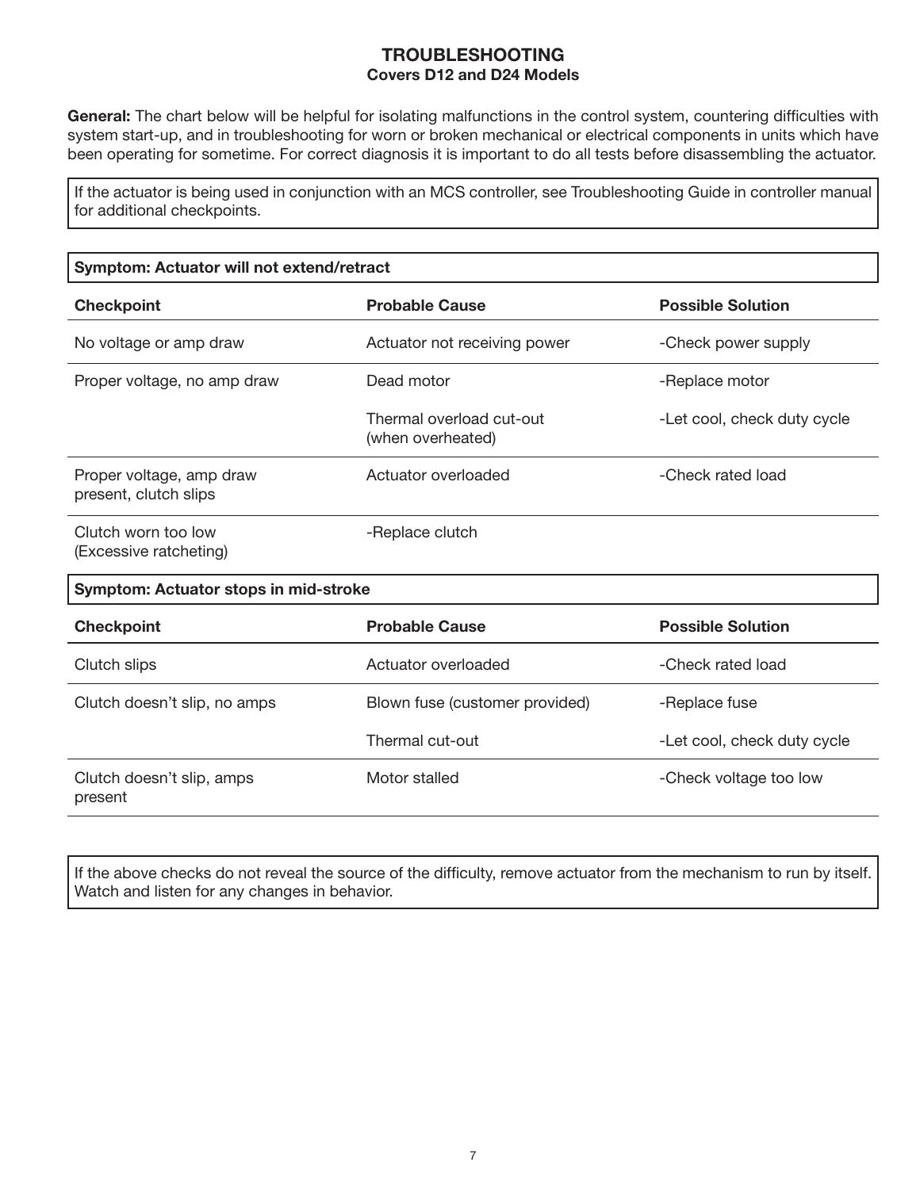# TROUBLESHOOTING

## Covers D12 and D24 Models

**General:** The chart below will be helpful for isolating malfunctions in the control system, countering difficulties with system start-up, and in troubleshooting for worn or broken mechanical or electrical components in units which have been operating for sometime. For correct diagnosis it is important to do all tests before disassembling the actuator.

If the actuator is being used in conjunction with an MCS controller, see Troubleshooting Guide in controller manual for additional checkpoints.

**Symptom: Actuator will not extend/retract**

| Checkpoint | Probable Cause | Possible Solution |
|---|---|---|
| No voltage or amp draw | Actuator not receiving power | -Check power supply |
| Proper voltage, no amp draw | Dead motor | -Replace motor |
| | Thermal overload cut-out (when overheated) | -Let cool, check duty cycle |
| Proper voltage, amp draw present, clutch slips | Actuator overloaded | -Check rated load |
| Clutch worn too low (Excessive ratcheting) | -Replace clutch | |

**Symptom: Actuator stops in mid-stroke**

| Checkpoint | Probable Cause | Possible Solution |
|---|---|---|
| Clutch slips | Actuator overloaded | -Check rated load |
| Clutch doesn't slip, no amps | Blown fuse (customer provided) | -Replace fuse |
| | Thermal cut-out | -Let cool, check duty cycle |
| Clutch doesn't slip, amps present | Motor stalled | -Check voltage too low |

If the above checks do not reveal the source of the difficulty, remove actuator from the mechanism to run by itself. Watch and listen for any changes in behavior.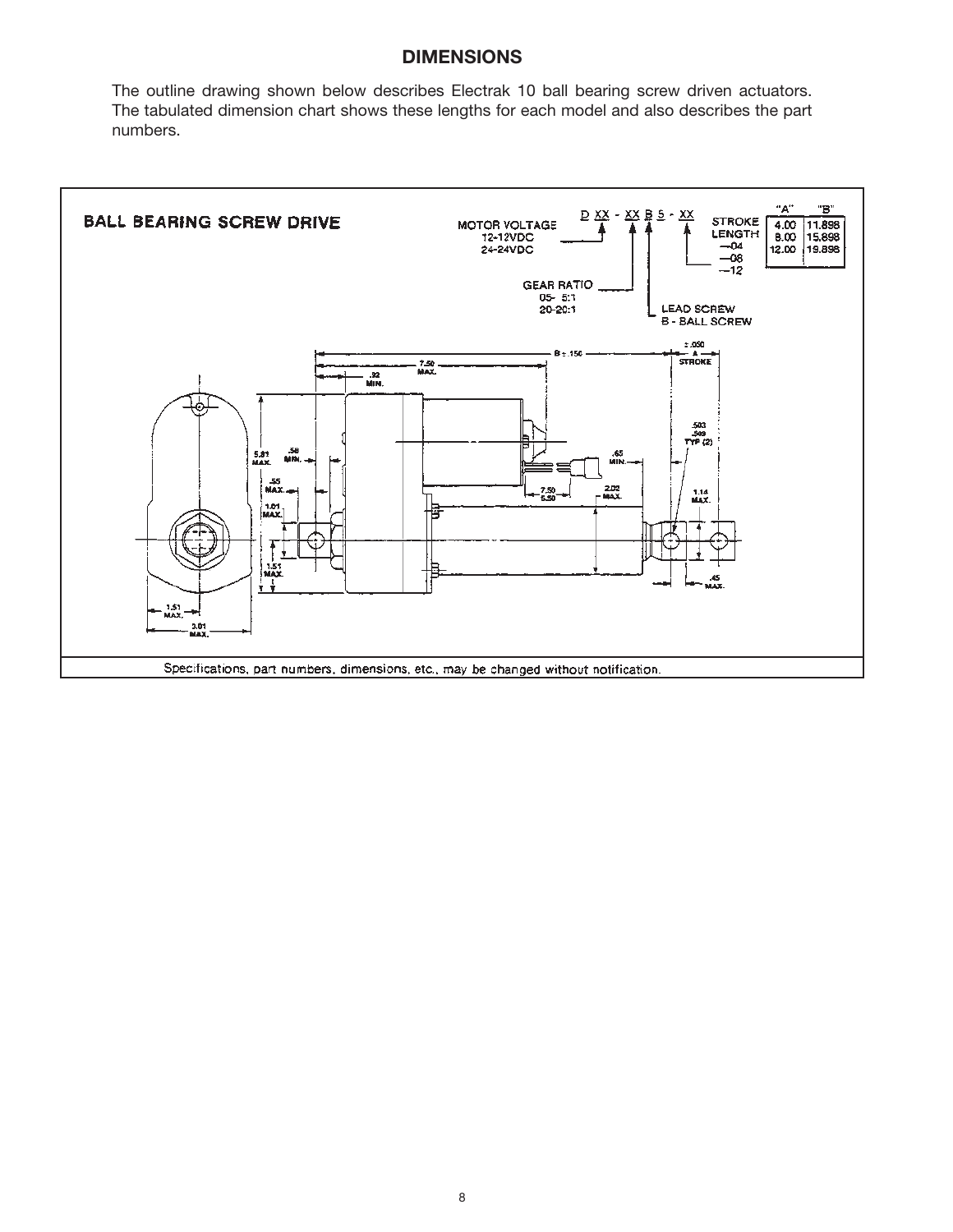## DIMENSIONS

The outline drawing shown below describes Electrak 10 ball bearing screw driven actuators. The tabulated dimension chart shows these lengths for each model and also describes the part numbers.

**BALL BEARING SCREW DRIVE**

D XX - XX B 5 - XX

- MOTOR VOLTAGE: 12-12VDC, 24-24VDC
- GEAR RATIO: 05- 5:1, 20-20:1
- LEAD SCREW: B - BALL SCREW
- STROKE LENGTH: —04, —08, —12

| "A" | "B" |
| --- | --- |
| 4.00 | 11.898 |
| 8.00 | 15.898 |
| 12.00 | 19.898 |

B ± .150 — ±.090 A STROKE — 7.50 MAX. — .92 MIN. — 5.81 MAX. — .58 MIN. — .55 MAX. — 1.01 MAX. — 1.51 MAX. — .503/.509 TYP (2) — .65 MIN. — 7.50/6.50 — 2.02 MAX. — 1.14 MAX. — .45 MAX. — 1.51 MAX. — 3.01 MAX.

Specifications, part numbers, dimensions, etc., may be changed without notification.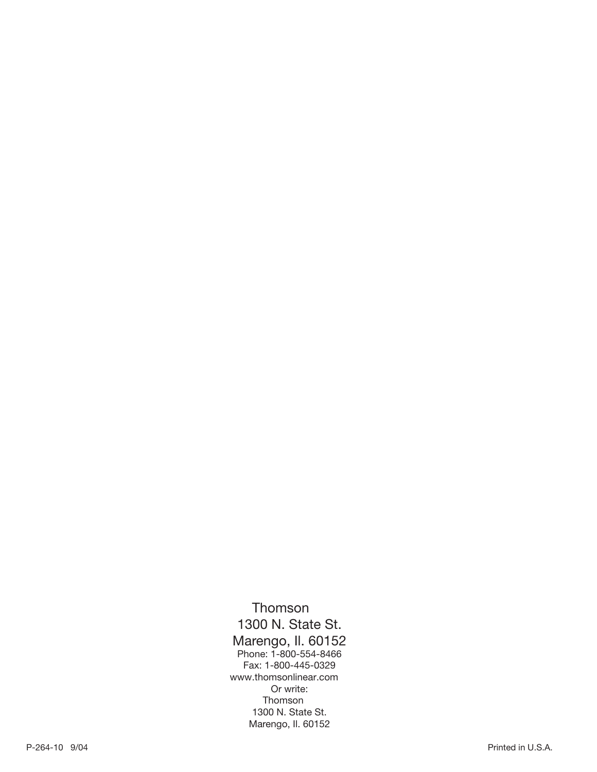Thomson
1300 N. State St.
Marengo, Il. 60152
Phone: 1-800-554-8466
Fax: 1-800-445-0329
www.thomsonlinear.com
Or write:
Thomson
1300 N. State St.
Marengo, Il. 60152

P-264-10 9/04

Printed in U.S.A.